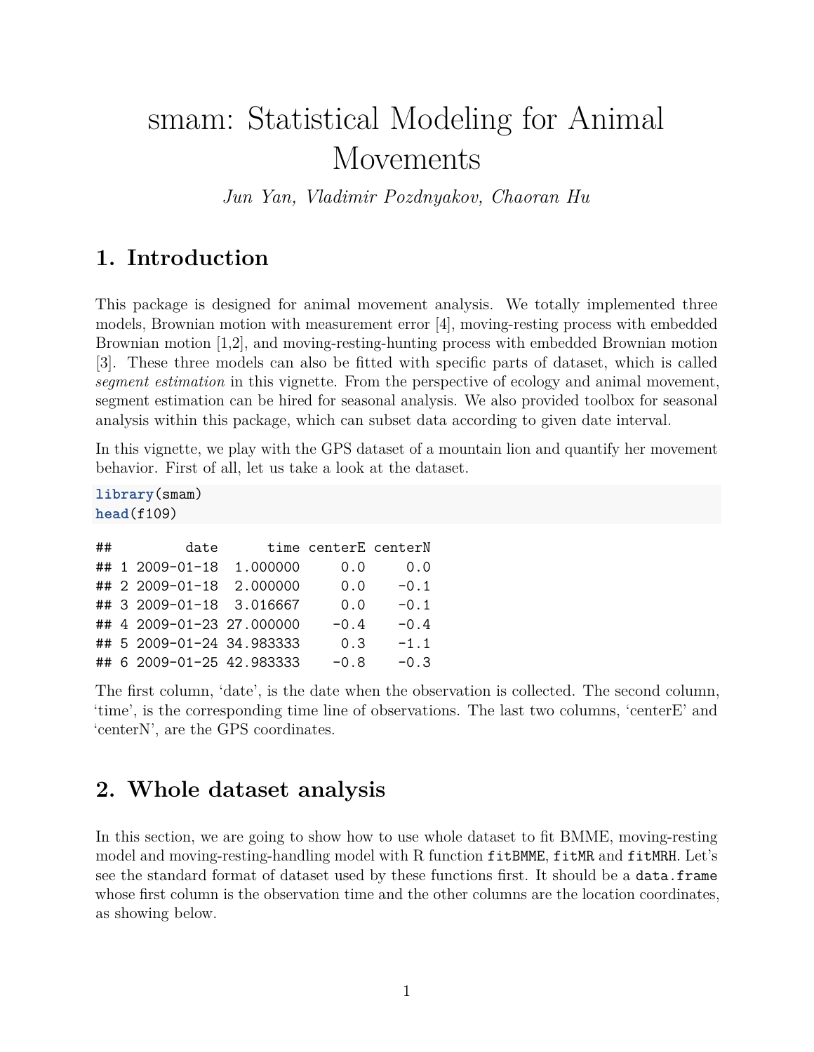# smam: Statistical Modeling for Animal Movements

*Jun Yan, Vladimir Pozdnyakov, Chaoran Hu*

## 1. Introduction

This package is designed for animal movement analysis. We totally implemented three models, Brownian motion with measurement error [4], moving-resting process with embedded Brownian motion [1,2], and moving-resting-hunting process with embedded Brownian motion [3]. These three models can also be fitted with specific parts of dataset, which is called *segment estimation* in this vignette. From the perspective of ecology and animal movement, segment estimation can be hired for seasonal analysis. We also provided toolbox for seasonal analysis within this package, which can subset data according to given date interval.

In this vignette, we play with the GPS dataset of a mountain lion and quantify her movement behavior. First of all, let us take a look at the dataset.

```
library(smam)
head(f109)
```

```
##         date      time centerE centerN
## 1 2009-01-18  1.000000     0.0     0.0
## 2 2009-01-18  2.000000     0.0    -0.1
## 3 2009-01-18  3.016667     0.0    -0.1
## 4 2009-01-23 27.000000    -0.4    -0.4
## 5 2009-01-24 34.983333     0.3    -1.1
## 6 2009-01-25 42.983333    -0.8    -0.3
```

The first column, 'date', is the date when the observation is collected. The second column, 'time', is the corresponding time line of observations. The last two columns, 'centerE' and 'centerN', are the GPS coordinates.

## 2. Whole dataset analysis

In this section, we are going to show how to use whole dataset to fit BMME, moving-resting model and moving-resting-handling model with R function `fitBMME`, `fitMR` and `fitMRH`. Let's see the standard format of dataset used by these functions first. It should be a `data.frame` whose first column is the observation time and the other columns are the location coordinates, as showing below.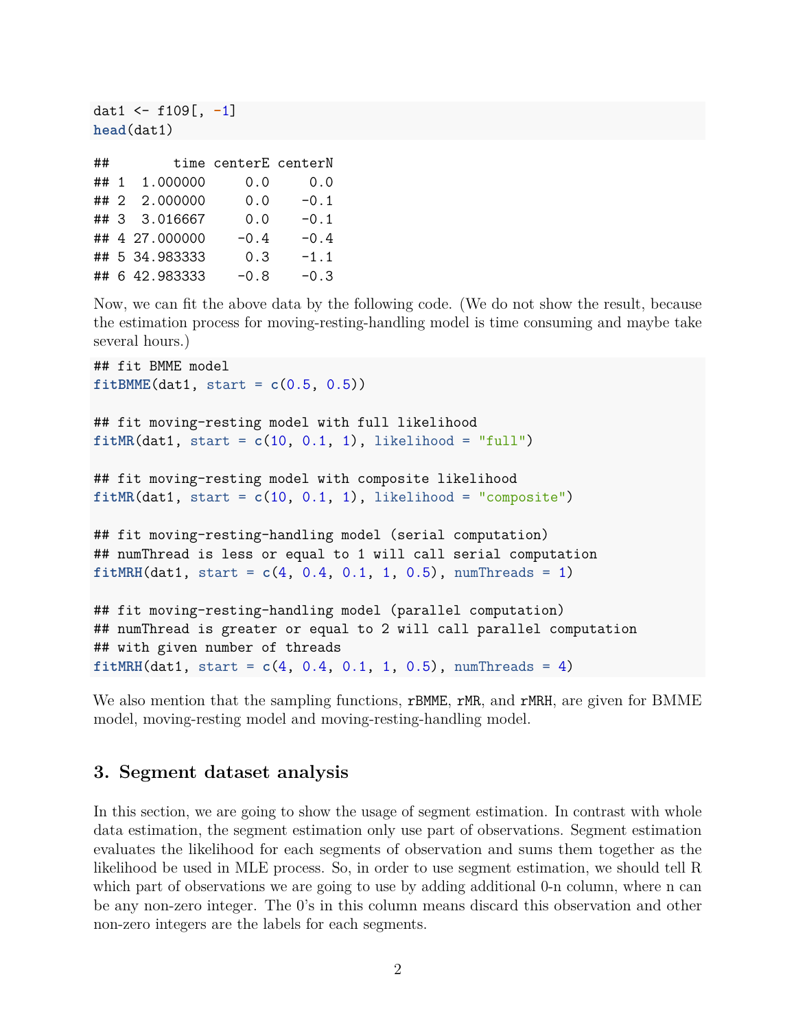```r
dat1 <- f109[, -1]
head(dat1)
```

```
##        time centerE centerN
## 1  1.000000     0.0     0.0
## 2  2.000000     0.0    -0.1
## 3  3.016667     0.0    -0.1
## 4 27.000000    -0.4    -0.4
## 5 34.983333     0.3    -1.1
## 6 42.983333    -0.8    -0.3
```

Now, we can fit the above data by the following code. (We do not show the result, because the estimation process for moving-resting-handling model is time consuming and maybe take several hours.)

```r
## fit BMME model
fitBMME(dat1, start = c(0.5, 0.5))

## fit moving-resting model with full likelihood
fitMR(dat1, start = c(10, 0.1, 1), likelihood = "full")

## fit moving-resting model with composite likelihood
fitMR(dat1, start = c(10, 0.1, 1), likelihood = "composite")

## fit moving-resting-handling model (serial computation)
## numThread is less or equal to 1 will call serial computation
fitMRH(dat1, start = c(4, 0.4, 0.1, 1, 0.5), numThreads = 1)

## fit moving-resting-handling model (parallel computation)
## numThread is greater or equal to 2 will call parallel computation
## with given number of threads
fitMRH(dat1, start = c(4, 0.4, 0.1, 1, 0.5), numThreads = 4)
```

We also mention that the sampling functions, `rBMME`, `rMR`, and `rMRH`, are given for BMME model, moving-resting model and moving-resting-handling model.

## 3. Segment dataset analysis

In this section, we are going to show the usage of segment estimation. In contrast with whole data estimation, the segment estimation only use part of observations. Segment estimation evaluates the likelihood for each segments of observation and sums them together as the likelihood be used in MLE process. So, in order to use segment estimation, we should tell R which part of observations we are going to use by adding additional 0-n column, where n can be any non-zero integer. The 0's in this column means discard this observation and other non-zero integers are the labels for each segments.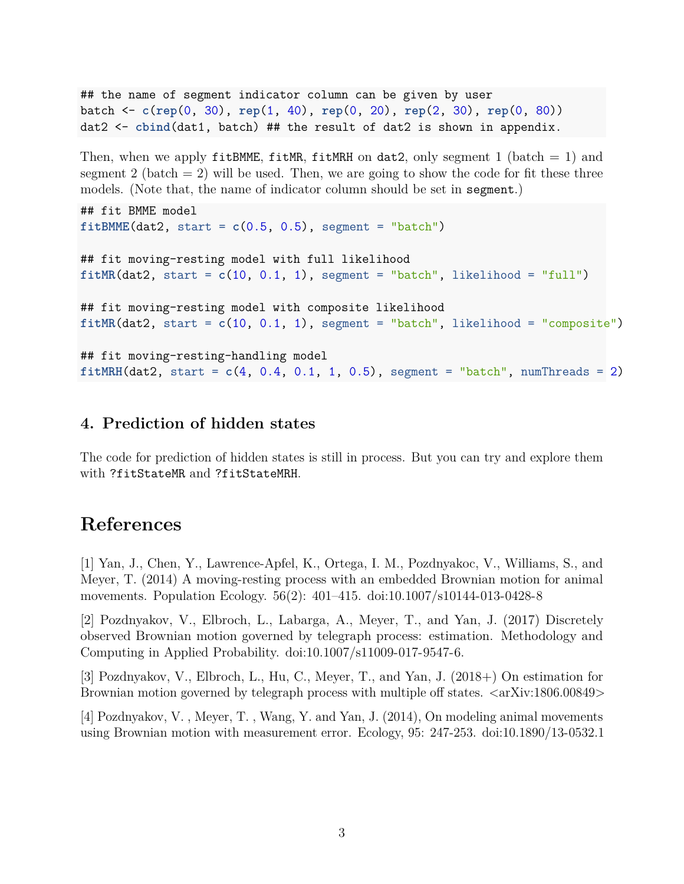```
## the name of segment indicator column can be given by user
batch <- c(rep(0, 30), rep(1, 40), rep(0, 20), rep(2, 30), rep(0, 80))
dat2 <- cbind(dat1, batch) ## the result of dat2 is shown in appendix.
```

Then, when we apply `fitBMME`, `fitMR`, `fitMRH` on `dat2`, only segment 1 (batch = 1) and segment 2 (batch = 2) will be used. Then, we are going to show the code for fit these three models. (Note that, the name of indicator column should be set in `segment`.)

```
## fit BMME model
fitBMME(dat2, start = c(0.5, 0.5), segment = "batch")

## fit moving-resting model with full likelihood
fitMR(dat2, start = c(10, 0.1, 1), segment = "batch", likelihood = "full")

## fit moving-resting model with composite likelihood
fitMR(dat2, start = c(10, 0.1, 1), segment = "batch", likelihood = "composite")

## fit moving-resting-handling model
fitMRH(dat2, start = c(4, 0.4, 0.1, 1, 0.5), segment = "batch", numThreads = 2)
```

## 4. Prediction of hidden states

The code for prediction of hidden states is still in process. But you can try and explore them with `?fitStateMR` and `?fitStateMRH`.

# References

[1] Yan, J., Chen, Y., Lawrence-Apfel, K., Ortega, I. M., Pozdnyakoc, V., Williams, S., and Meyer, T. (2014) A moving-resting process with an embedded Brownian motion for animal movements. Population Ecology. 56(2): 401–415. doi:10.1007/s10144-013-0428-8

[2] Pozdnyakov, V., Elbroch, L., Labarga, A., Meyer, T., and Yan, J. (2017) Discretely observed Brownian motion governed by telegraph process: estimation. Methodology and Computing in Applied Probability. doi:10.1007/s11009-017-9547-6.

[3] Pozdnyakov, V., Elbroch, L., Hu, C., Meyer, T., and Yan, J. (2018+) On estimation for Brownian motion governed by telegraph process with multiple off states. <arXiv:1806.00849>

[4] Pozdnyakov, V. , Meyer, T. , Wang, Y. and Yan, J. (2014), On modeling animal movements using Brownian motion with measurement error. Ecology, 95: 247-253. doi:10.1890/13-0532.1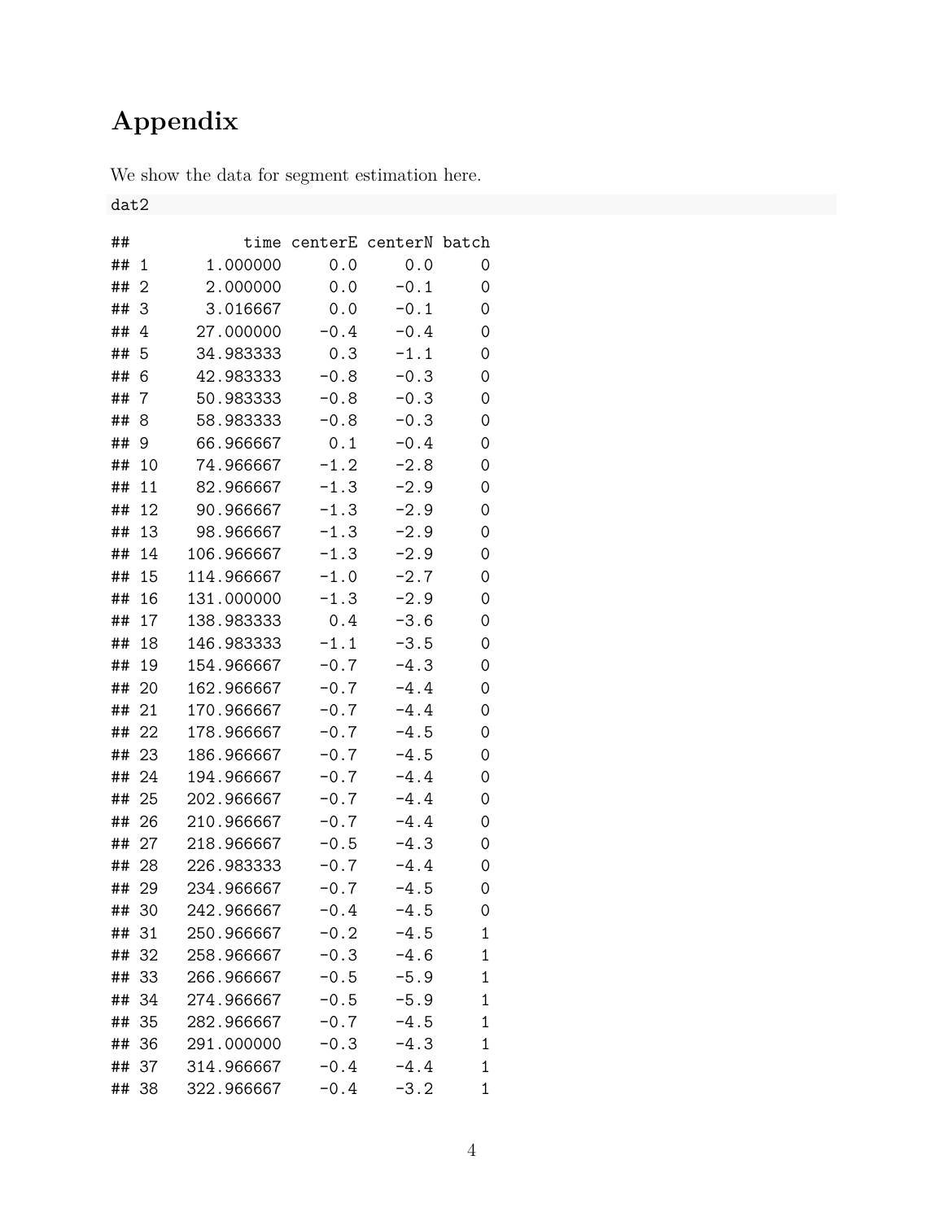# Appendix

We show the data for segment estimation here.

```
dat2
```

```
##          time centerE centerN batch
## 1    1.000000     0.0     0.0     0
## 2    2.000000     0.0    -0.1     0
## 3    3.016667     0.0    -0.1     0
## 4   27.000000    -0.4    -0.4     0
## 5   34.983333     0.3    -1.1     0
## 6   42.983333    -0.8    -0.3     0
## 7   50.983333    -0.8    -0.3     0
## 8   58.983333    -0.8    -0.3     0
## 9   66.966667     0.1    -0.4     0
## 10  74.966667    -1.2    -2.8     0
## 11  82.966667    -1.3    -2.9     0
## 12  90.966667    -1.3    -2.9     0
## 13  98.966667    -1.3    -2.9     0
## 14 106.966667    -1.3    -2.9     0
## 15 114.966667    -1.0    -2.7     0
## 16 131.000000    -1.3    -2.9     0
## 17 138.983333     0.4    -3.6     0
## 18 146.983333    -1.1    -3.5     0
## 19 154.966667    -0.7    -4.3     0
## 20 162.966667    -0.7    -4.4     0
## 21 170.966667    -0.7    -4.4     0
## 22 178.966667    -0.7    -4.5     0
## 23 186.966667    -0.7    -4.5     0
## 24 194.966667    -0.7    -4.4     0
## 25 202.966667    -0.7    -4.4     0
## 26 210.966667    -0.7    -4.4     0
## 27 218.966667    -0.5    -4.3     0
## 28 226.983333    -0.7    -4.4     0
## 29 234.966667    -0.7    -4.5     0
## 30 242.966667    -0.4    -4.5     0
## 31 250.966667    -0.2    -4.5     1
## 32 258.966667    -0.3    -4.6     1
## 33 266.966667    -0.5    -5.9     1
## 34 274.966667    -0.5    -5.9     1
## 35 282.966667    -0.7    -4.5     1
## 36 291.000000    -0.3    -4.3     1
## 37 314.966667    -0.4    -4.4     1
## 38 322.966667    -0.4    -3.2     1
```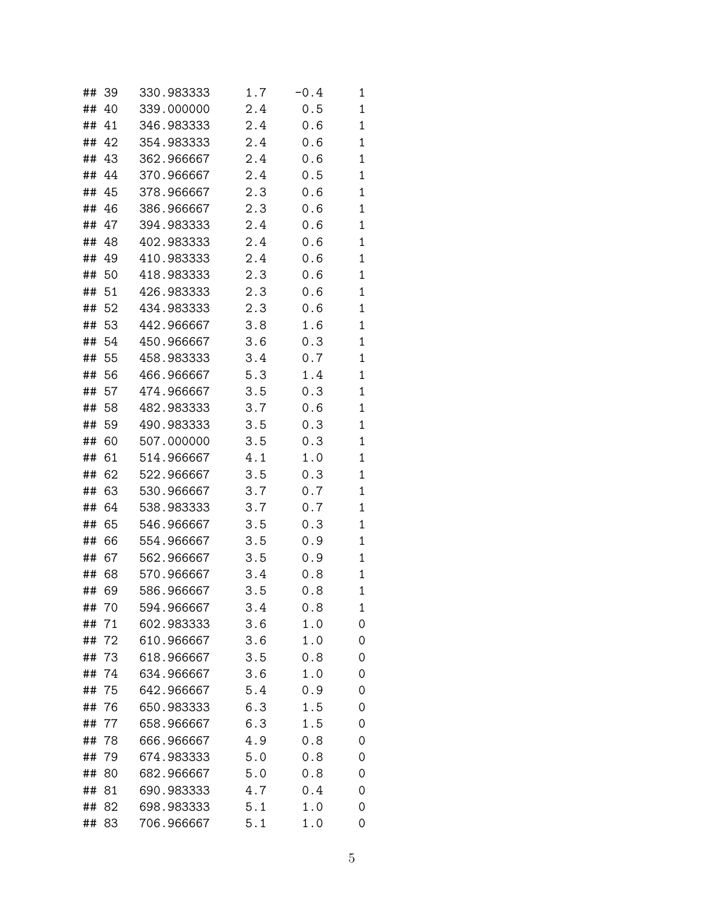```
## 39   330.983333     1.7    -0.4     1
## 40   339.000000     2.4     0.5     1
## 41   346.983333     2.4     0.6     1
## 42   354.983333     2.4     0.6     1
## 43   362.966667     2.4     0.6     1
## 44   370.966667     2.4     0.5     1
## 45   378.966667     2.3     0.6     1
## 46   386.966667     2.3     0.6     1
## 47   394.983333     2.4     0.6     1
## 48   402.983333     2.4     0.6     1
## 49   410.983333     2.4     0.6     1
## 50   418.983333     2.3     0.6     1
## 51   426.983333     2.3     0.6     1
## 52   434.983333     2.3     0.6     1
## 53   442.966667     3.8     1.6     1
## 54   450.966667     3.6     0.3     1
## 55   458.983333     3.4     0.7     1
## 56   466.966667     5.3     1.4     1
## 57   474.966667     3.5     0.3     1
## 58   482.983333     3.7     0.6     1
## 59   490.983333     3.5     0.3     1
## 60   507.000000     3.5     0.3     1
## 61   514.966667     4.1     1.0     1
## 62   522.966667     3.5     0.3     1
## 63   530.966667     3.7     0.7     1
## 64   538.983333     3.7     0.7     1
## 65   546.966667     3.5     0.3     1
## 66   554.966667     3.5     0.9     1
## 67   562.966667     3.5     0.9     1
## 68   570.966667     3.4     0.8     1
## 69   586.966667     3.5     0.8     1
## 70   594.966667     3.4     0.8     1
## 71   602.983333     3.6     1.0     0
## 72   610.966667     3.6     1.0     0
## 73   618.966667     3.5     0.8     0
## 74   634.966667     3.6     1.0     0
## 75   642.966667     5.4     0.9     0
## 76   650.983333     6.3     1.5     0
## 77   658.966667     6.3     1.5     0
## 78   666.966667     4.9     0.8     0
## 79   674.983333     5.0     0.8     0
## 80   682.966667     5.0     0.8     0
## 81   690.983333     4.7     0.4     0
## 82   698.983333     5.1     1.0     0
## 83   706.966667     5.1     1.0     0
```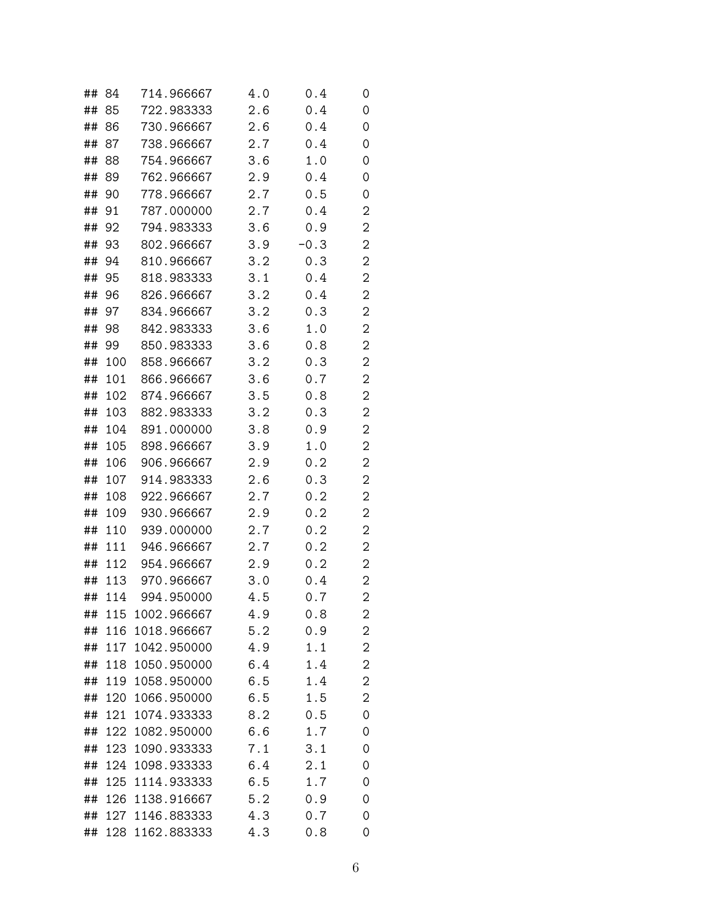```
## 84   714.966667      4.0      0.4     0
## 85   722.983333      2.6      0.4     0
## 86   730.966667      2.6      0.4     0
## 87   738.966667      2.7      0.4     0
## 88   754.966667      3.6      1.0     0
## 89   762.966667      2.9      0.4     0
## 90   778.966667      2.7      0.5     0
## 91   787.000000      2.7      0.4     2
## 92   794.983333      3.6      0.9     2
## 93   802.966667      3.9     -0.3     2
## 94   810.966667      3.2      0.3     2
## 95   818.983333      3.1      0.4     2
## 96   826.966667      3.2      0.4     2
## 97   834.966667      3.2      0.3     2
## 98   842.983333      3.6      1.0     2
## 99   850.983333      3.6      0.8     2
## 100  858.966667      3.2      0.3     2
## 101  866.966667      3.6      0.7     2
## 102  874.966667      3.5      0.8     2
## 103  882.983333      3.2      0.3     2
## 104  891.000000      3.8      0.9     2
## 105  898.966667      3.9      1.0     2
## 106  906.966667      2.9      0.2     2
## 107  914.983333      2.6      0.3     2
## 108  922.966667      2.7      0.2     2
## 109  930.966667      2.9      0.2     2
## 110  939.000000      2.7      0.2     2
## 111  946.966667      2.7      0.2     2
## 112  954.966667      2.9      0.2     2
## 113  970.966667      3.0      0.4     2
## 114  994.950000      4.5      0.7     2
## 115 1002.966667      4.9      0.8     2
## 116 1018.966667      5.2      0.9     2
## 117 1042.950000      4.9      1.1     2
## 118 1050.950000      6.4      1.4     2
## 119 1058.950000      6.5      1.4     2
## 120 1066.950000      6.5      1.5     2
## 121 1074.933333      8.2      0.5     0
## 122 1082.950000      6.6      1.7     0
## 123 1090.933333      7.1      3.1     0
## 124 1098.933333      6.4      2.1     0
## 125 1114.933333      6.5      1.7     0
## 126 1138.916667      5.2      0.9     0
## 127 1146.883333      4.3      0.7     0
## 128 1162.883333      4.3      0.8     0
```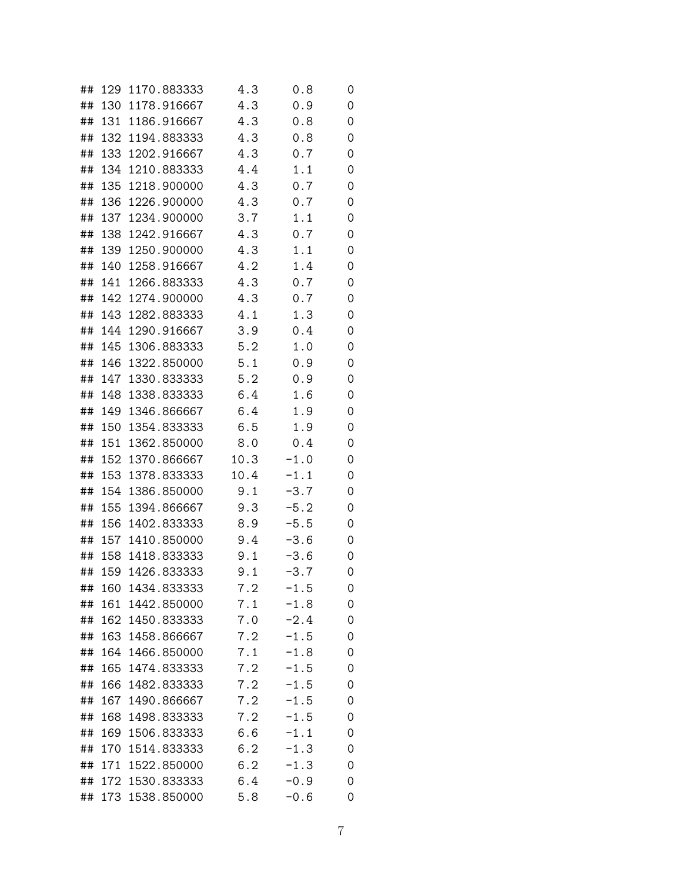```
## 129 1170.883333     4.3     0.8     0
## 130 1178.916667     4.3     0.9     0
## 131 1186.916667     4.3     0.8     0
## 132 1194.883333     4.3     0.8     0
## 133 1202.916667     4.3     0.7     0
## 134 1210.883333     4.4     1.1     0
## 135 1218.900000     4.3     0.7     0
## 136 1226.900000     4.3     0.7     0
## 137 1234.900000     3.7     1.1     0
## 138 1242.916667     4.3     0.7     0
## 139 1250.900000     4.3     1.1     0
## 140 1258.916667     4.2     1.4     0
## 141 1266.883333     4.3     0.7     0
## 142 1274.900000     4.3     0.7     0
## 143 1282.883333     4.1     1.3     0
## 144 1290.916667     3.9     0.4     0
## 145 1306.883333     5.2     1.0     0
## 146 1322.850000     5.1     0.9     0
## 147 1330.833333     5.2     0.9     0
## 148 1338.833333     6.4     1.6     0
## 149 1346.866667     6.4     1.9     0
## 150 1354.833333     6.5     1.9     0
## 151 1362.850000     8.0     0.4     0
## 152 1370.866667    10.3    -1.0     0
## 153 1378.833333    10.4    -1.1     0
## 154 1386.850000     9.1    -3.7     0
## 155 1394.866667     9.3    -5.2     0
## 156 1402.833333     8.9    -5.5     0
## 157 1410.850000     9.4    -3.6     0
## 158 1418.833333     9.1    -3.6     0
## 159 1426.833333     9.1    -3.7     0
## 160 1434.833333     7.2    -1.5     0
## 161 1442.850000     7.1    -1.8     0
## 162 1450.833333     7.0    -2.4     0
## 163 1458.866667     7.2    -1.5     0
## 164 1466.850000     7.1    -1.8     0
## 165 1474.833333     7.2    -1.5     0
## 166 1482.833333     7.2    -1.5     0
## 167 1490.866667     7.2    -1.5     0
## 168 1498.833333     7.2    -1.5     0
## 169 1506.833333     6.6    -1.1     0
## 170 1514.833333     6.2    -1.3     0
## 171 1522.850000     6.2    -1.3     0
## 172 1530.833333     6.4    -0.9     0
## 173 1538.850000     5.8    -0.6     0
```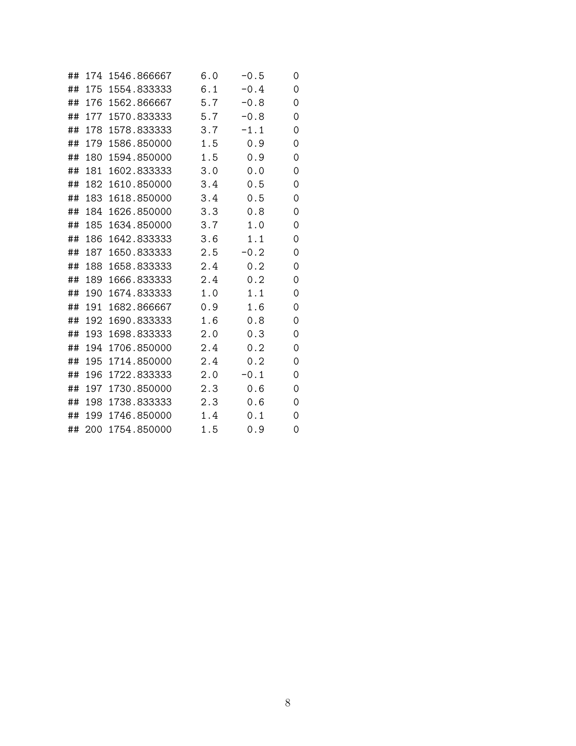```
## 174 1546.866667     6.0    -0.5      0
## 175 1554.833333     6.1    -0.4      0
## 176 1562.866667     5.7    -0.8      0
## 177 1570.833333     5.7    -0.8      0
## 178 1578.833333     3.7    -1.1      0
## 179 1586.850000     1.5     0.9      0
## 180 1594.850000     1.5     0.9      0
## 181 1602.833333     3.0     0.0      0
## 182 1610.850000     3.4     0.5      0
## 183 1618.850000     3.4     0.5      0
## 184 1626.850000     3.3     0.8      0
## 185 1634.850000     3.7     1.0      0
## 186 1642.833333     3.6     1.1      0
## 187 1650.833333     2.5    -0.2      0
## 188 1658.833333     2.4     0.2      0
## 189 1666.833333     2.4     0.2      0
## 190 1674.833333     1.0     1.1      0
## 191 1682.866667     0.9     1.6      0
## 192 1690.833333     1.6     0.8      0
## 193 1698.833333     2.0     0.3      0
## 194 1706.850000     2.4     0.2      0
## 195 1714.850000     2.4     0.2      0
## 196 1722.833333     2.0    -0.1      0
## 197 1730.850000     2.3     0.6      0
## 198 1738.833333     2.3     0.6      0
## 199 1746.850000     1.4     0.1      0
## 200 1754.850000     1.5     0.9      0
```